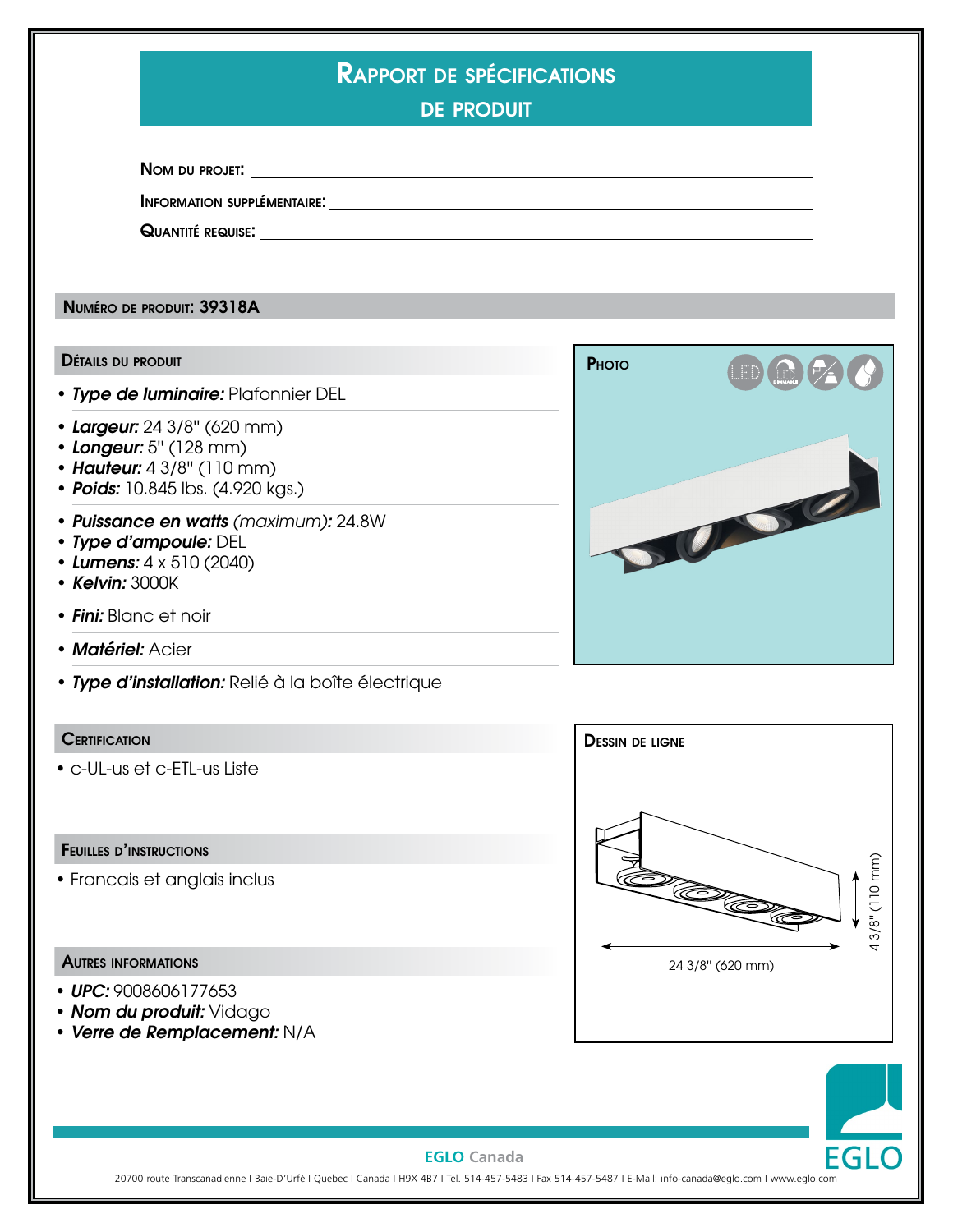# Rapport de spécifications de produit

**Nom du projet:** ______________________________

**Information supplémentaire:** ______________________________

**Quantité requise:** ______________________________

## Numéro de produit: 39318A

### Détails du produit

- ***Type de luminaire:*** Plafonnier DEL

- ***Largeur:*** 24 3/8" (620 mm)
- ***Longeur:*** 5" (128 mm)
- ***Hauteur:*** 4 3/8" (110 mm)
- ***Poids:*** 10.845 lbs. (4.920 kgs.)

- ***Puissance en watts*** *(maximum):* 24.8W
- ***Type d'ampoule:*** DEL
- ***Lumens:*** 4 x 510 (2040)
- ***Kelvin:*** 3000K

- ***Fini:*** Blanc et noir

- ***Matériel:*** Acier

- ***Type d'installation:*** Relié à la boîte électrique

### Photo

### Certification

- c-UL-us et c-ETL-us Liste

### Feuilles d'instructions

- Francais et anglais inclus

### Autres informations

- ***UPC:*** 9008606177653
- ***Nom du produit:*** Vidago
- ***Verre de Remplacement:*** N/A

### Dessin de ligne

4 3/8" (110 mm)

24 3/8" (620 mm)

**EGLO Canada**

20700 route Transcanadienne I Baie-D'Urfé I Quebec I Canada I H9X 4B7 I Tel. 514-457-5483 I Fax 514-457-5487 I E-Mail: info-canada@eglo.com I www.eglo.com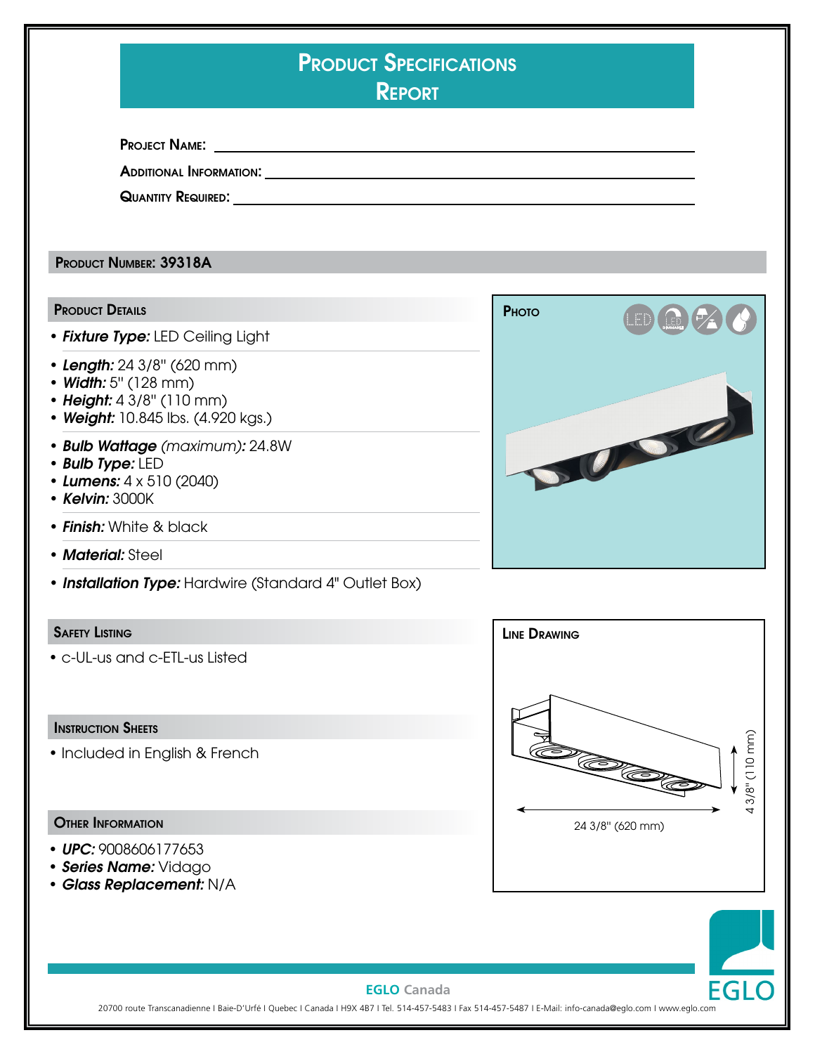# Product Specifications Report

**Project Name:** 

**Additional Information:** 

**Quantity Required:** 

## Product Number: 39318A

### Product Details

- ***Fixture Type:*** LED Ceiling Light

- ***Length:*** 24 3/8" (620 mm)
- ***Width:*** 5" (128 mm)
- ***Height:*** 4 3/8" (110 mm)
- ***Weight:*** 10.845 lbs. (4.920 kgs.)

- ***Bulb Wattage** (maximum):* 24.8W
- ***Bulb Type:*** LED
- ***Lumens:*** 4 x 510 (2040)
- ***Kelvin:*** 3000K

- ***Finish:*** White & black

- ***Material:*** Steel

- ***Installation Type:*** Hardwire (Standard 4" Outlet Box)

### Photo

### Safety Listing

- c-UL-us and c-ETL-us Listed

### Instruction Sheets

- Included in English & French

### Line Drawing

4 3/8" (110 mm)

24 3/8" (620 mm)

### Other Information

- ***UPC:*** 9008606177653
- ***Series Name:*** Vidago
- ***Glass Replacement:*** N/A

**EGLO Canada**

20700 route Transcanadienne I Baie-D'Urfé I Quebec I Canada I H9X 4B7 I Tel. 514-457-5483 I Fax 514-457-5487 I E-Mail: info-canada@eglo.com I www.eglo.com